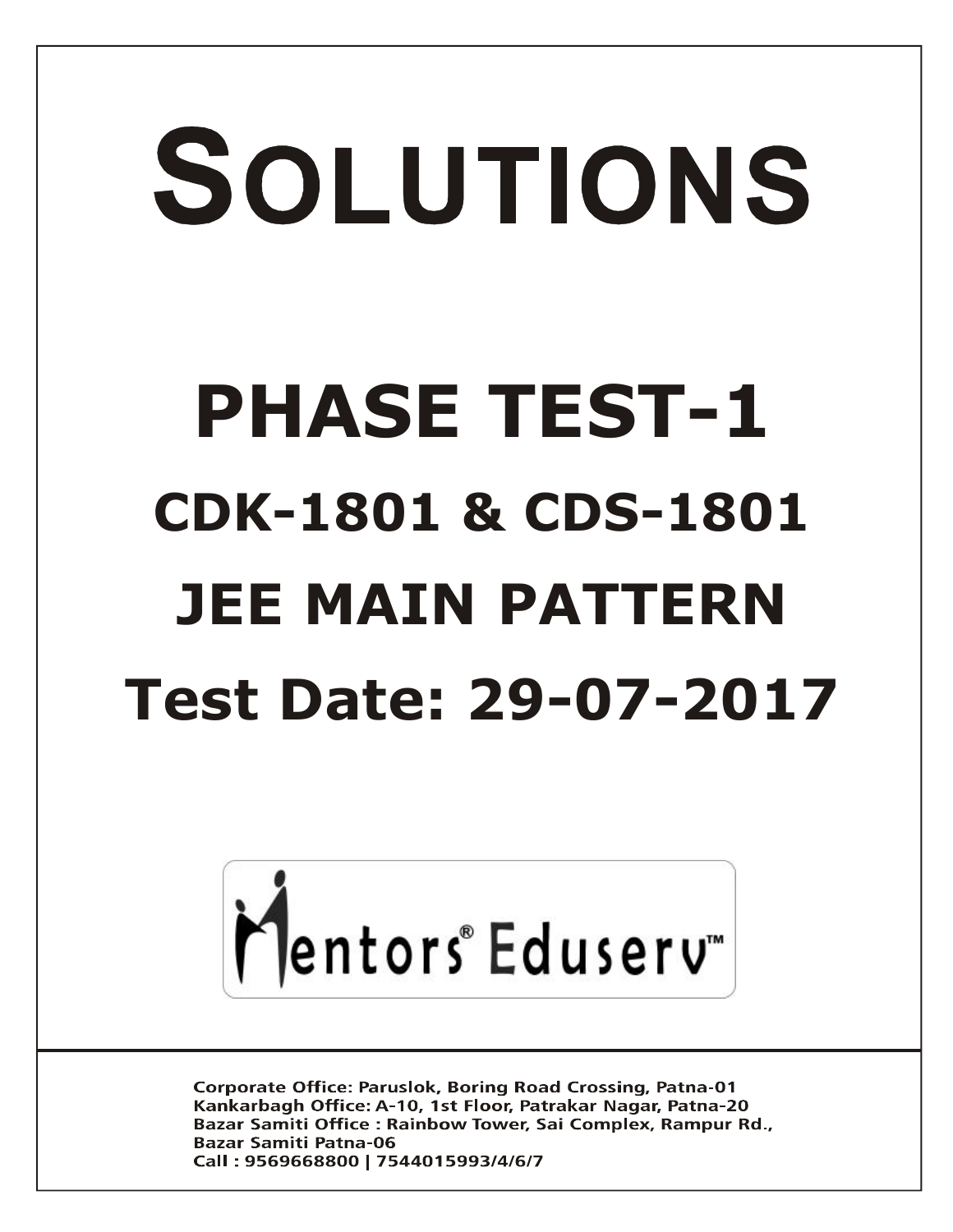# SOLUTIONS

# PHASE TEST-1

## CDK-1801 & CDS-1801

## JEE MAIN PATTERN

## Test Date: 29-07-2017

Mentors® Eduserv™

Corporate Office: Paruslok, Boring Road Crossing, Patna-01
Kankarbagh Office: A-10, 1st Floor, Patrakar Nagar, Patna-20
Bazar Samiti Office : Rainbow Tower, Sai Complex, Rampur Rd., Bazar Samiti Patna-06
Call : 9569668800 | 7544015993/4/6/7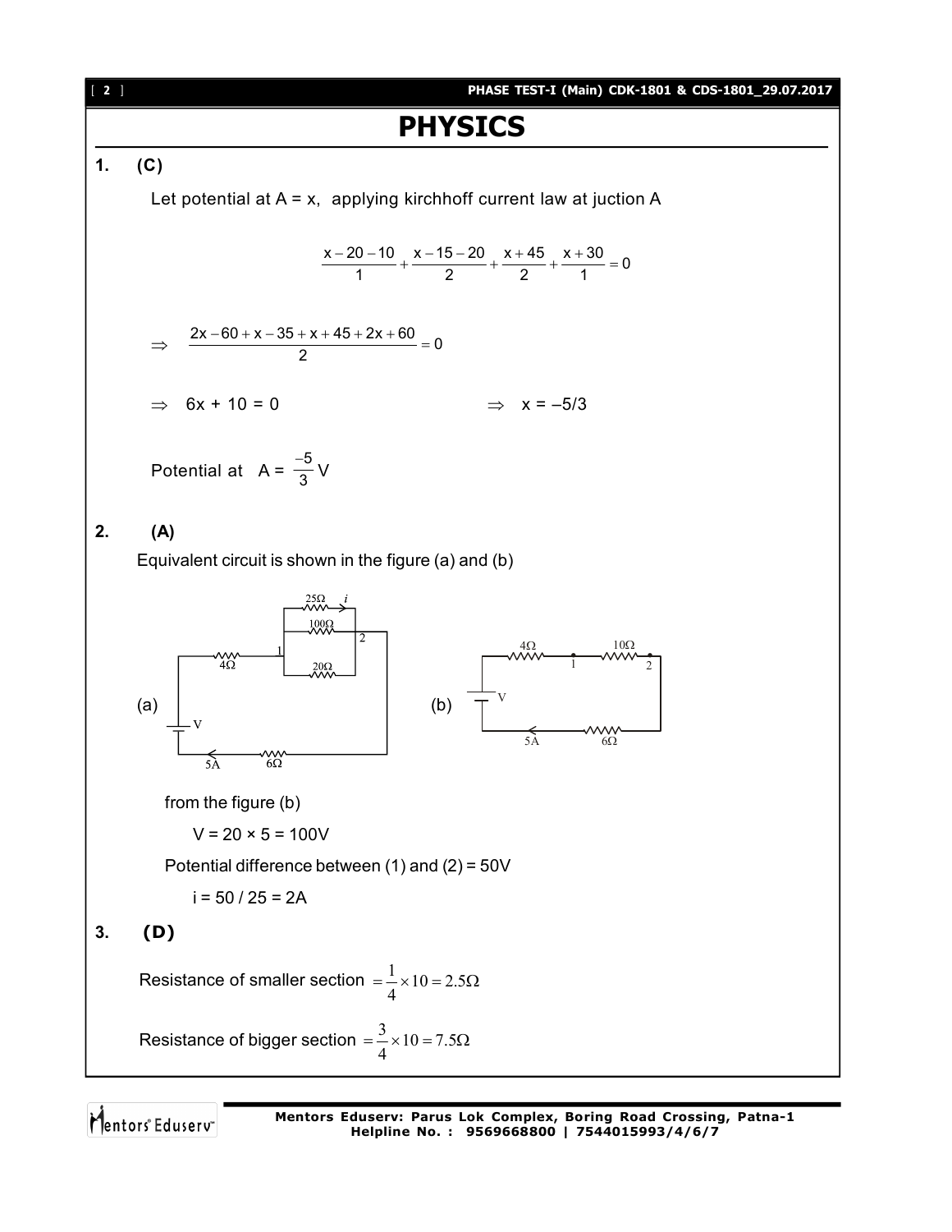# PHYSICS

**1. (C)**

Let potential at A = x, applying kirchhoff current law at juction A

$$\frac{x-20-10}{1}+\frac{x-15-20}{2}+\frac{x+45}{2}+\frac{x+30}{1}=0$$

$$\Rightarrow \quad \frac{2x-60+x-35+x+45+2x+60}{2}=0$$

$\Rightarrow$ 6x + 10 = 0 $\qquad\qquad \Rightarrow$ x = –5/3

Potential at A = $\frac{-5}{3}$ V

**2. (A)**

Equivalent circuit is shown in the figure (a) and (b)

from the figure (b)

V = 20 × 5 = 100V

Potential difference between (1) and (2) = 50V

i = 50 / 25 = 2A

**3. (D)**

Resistance of smaller section $=\frac{1}{4}\times 10 = 2.5\Omega$

Resistance of bigger section $=\frac{3}{4}\times 10 = 7.5\Omega$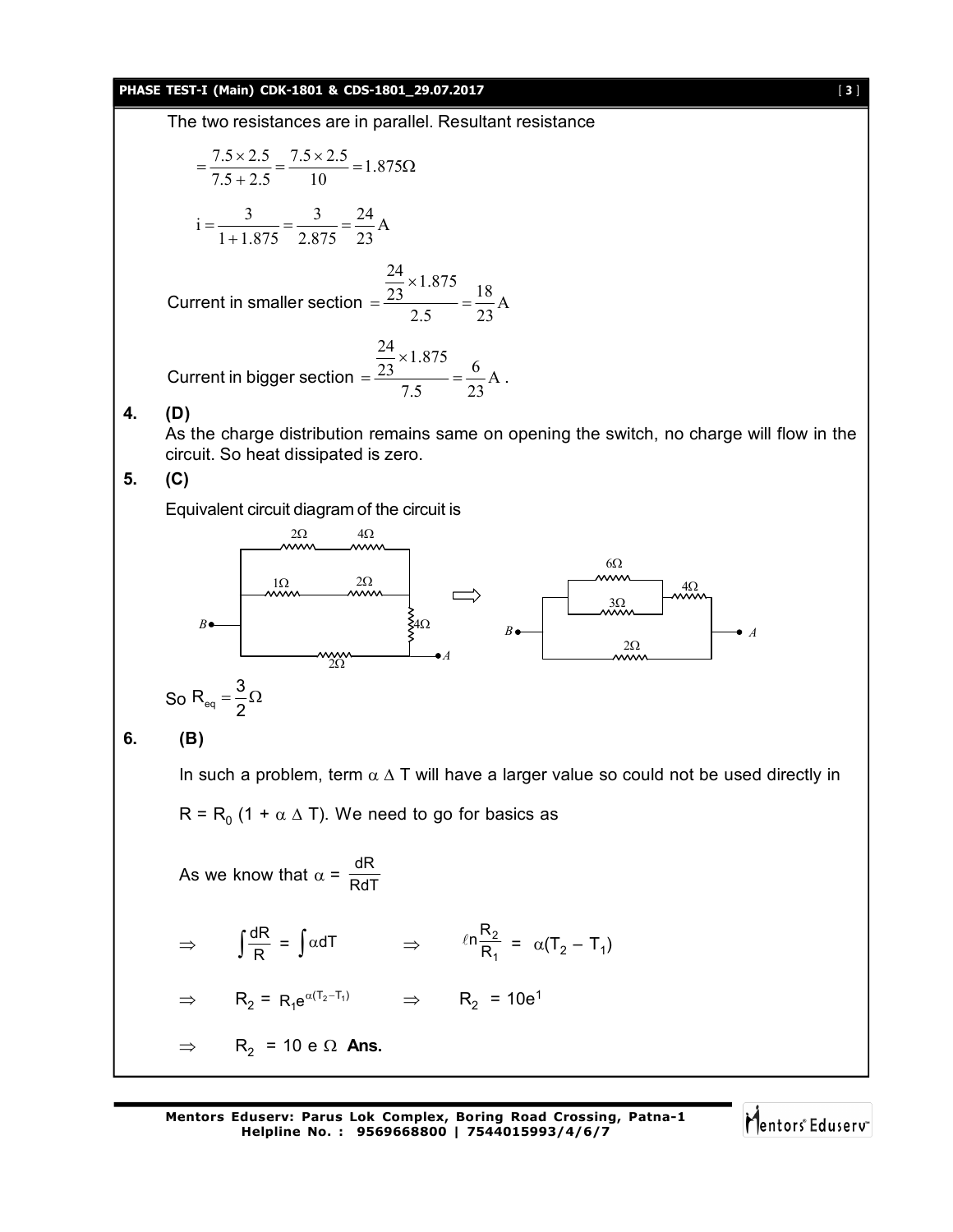The two resistances are in parallel. Resultant resistance

$$= \frac{7.5 \times 2.5}{7.5 + 2.5} = \frac{7.5 \times 2.5}{10} = 1.875\Omega$$

$$i = \frac{3}{1 + 1.875} = \frac{3}{2.875} = \frac{24}{23} A$$

Current in smaller section $= \dfrac{\frac{24}{23} \times 1.875}{2.5} = \dfrac{18}{23} A$

Current in bigger section $= \dfrac{\frac{24}{23} \times 1.875}{7.5} = \dfrac{6}{23} A$.

**4. (D)**

As the charge distribution remains same on opening the switch, no charge will flow in the circuit. So heat dissipated is zero.

**5. (C)**

Equivalent circuit diagram of the circuit is

So $R_{eq} = \dfrac{3}{2}\Omega$

**6. (B)**

In such a problem, term $\alpha \Delta T$ will have a larger value so could not be used directly in $R = R_0(1 + \alpha \Delta T)$. We need to go for basics as

As we know that $\alpha = \dfrac{dR}{RdT}$

$\Rightarrow \quad \displaystyle\int \frac{dR}{R} = \int \alpha dT \quad \Rightarrow \quad \ell n \frac{R_2}{R_1} = \alpha(T_2 - T_1)$

$\Rightarrow \quad R_2 = R_1 e^{\alpha(T_2 - T_1)} \quad \Rightarrow \quad R_2 = 10e^1$

$\Rightarrow \quad R_2 = 10\, e\ \Omega$ **Ans.**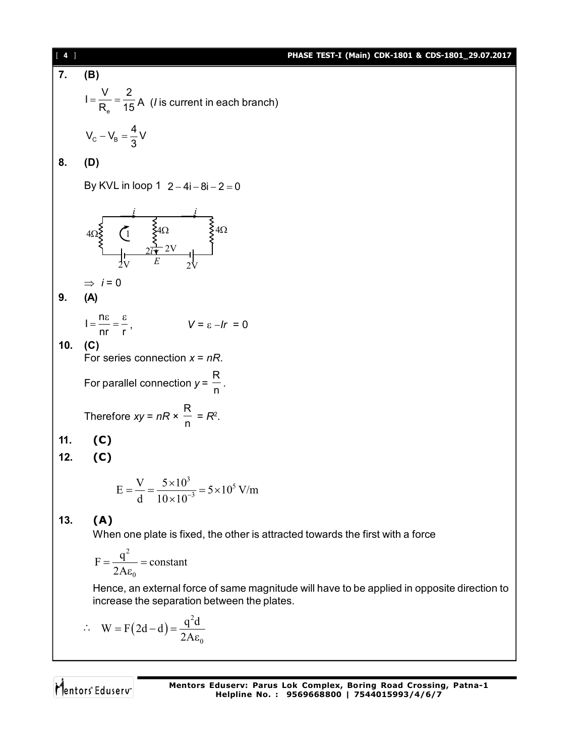**7. (B)**

$$I = \frac{V}{R_e} = \frac{2}{15} \text{A} \quad (I \text{ is current in each branch})$$

$$V_C - V_B = \frac{4}{3} \text{V}$$

**8. (D)**

By KVL in loop 1 $2 - 4i - 8i - 2 = 0$

$\Rightarrow i = 0$

**9. (A)**

$$I = \frac{n\varepsilon}{nr} = \frac{\varepsilon}{r}, \qquad V = \varepsilon - Ir = 0$$

**10. (C)**

For series connection $x = nR$.

For parallel connection $y = \frac{R}{n}$.

Therefore $xy = nR \times \frac{R}{n} = R^2$.

**11. (C)**

**12. (C)**

$$E = \frac{V}{d} = \frac{5 \times 10^3}{10 \times 10^{-3}} = 5 \times 10^5 \text{ V/m}$$

**13. (A)**

When one plate is fixed, the other is attracted towards the first with a force

$$F = \frac{q^2}{2A\varepsilon_0} = \text{constant}$$

Hence, an external force of same magnitude will have to be applied in opposite direction to increase the separation between the plates.

$$\therefore \quad W = F(2d - d) = \frac{q^2 d}{2A\varepsilon_0}$$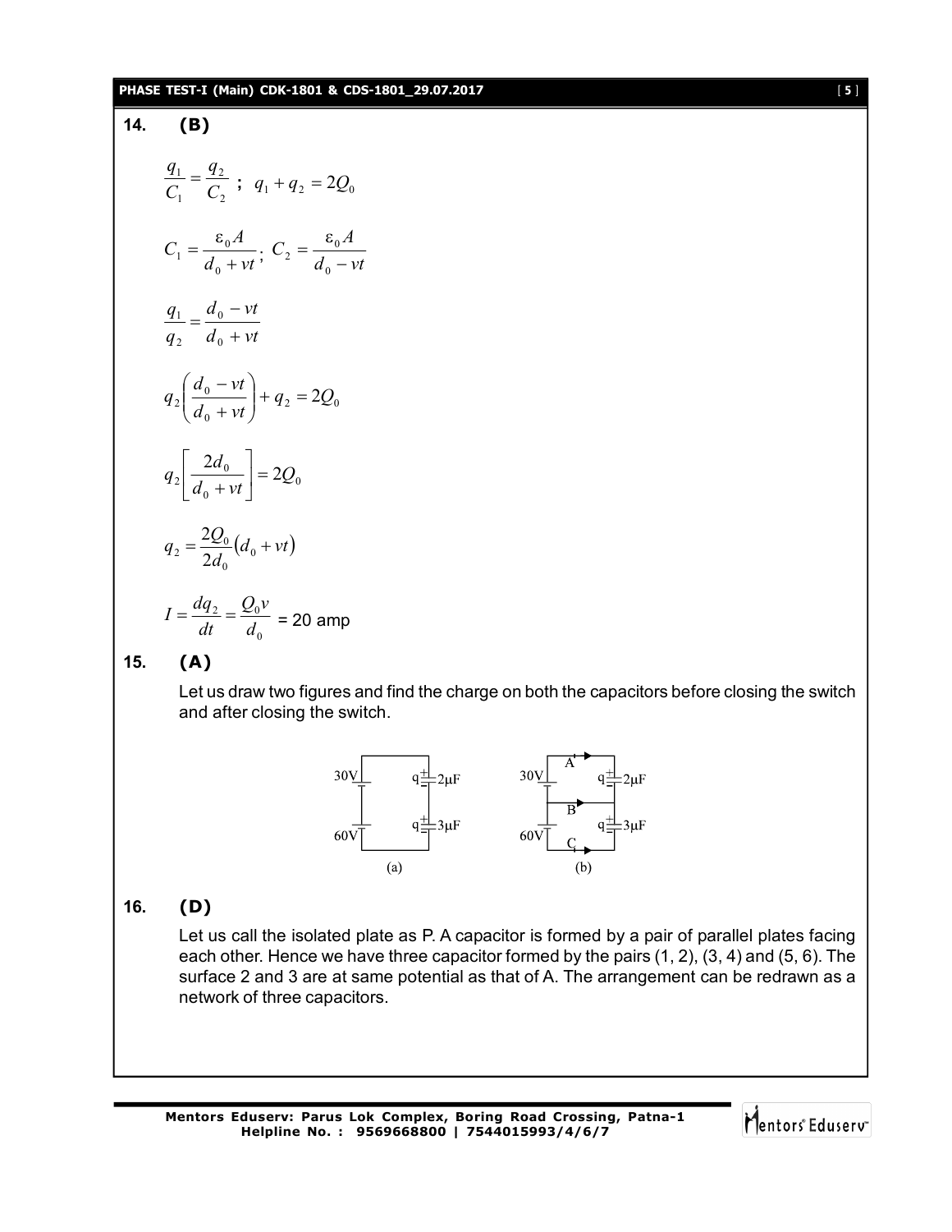**14. (B)**

$$\frac{q_1}{C_1} = \frac{q_2}{C_2} \;;\; q_1 + q_2 = 2Q_0$$

$$C_1 = \frac{\varepsilon_0 A}{d_0 + vt};\; C_2 = \frac{\varepsilon_0 A}{d_0 - vt}$$

$$\frac{q_1}{q_2} = \frac{d_0 - vt}{d_0 + vt}$$

$$q_2\left(\frac{d_0 - vt}{d_0 + vt}\right) + q_2 = 2Q_0$$

$$q_2\left[\frac{2d_0}{d_0 + vt}\right] = 2Q_0$$

$$q_2 = \frac{2Q_0}{2d_0}\left(d_0 + vt\right)$$

$$I = \frac{dq_2}{dt} = \frac{Q_0 v}{d_0} = 20 \text{ amp}$$

**15. (A)**

Let us draw two figures and find the charge on both the capacitors before closing the switch and after closing the switch.

(a) (b)

**16. (D)**

Let us call the isolated plate as P. A capacitor is formed by a pair of parallel plates facing each other. Hence we have three capacitor formed by the pairs (1, 2), (3, 4) and (5, 6). The surface 2 and 3 are at same potential as that of A. The arrangement can be redrawn as a network of three capacitors.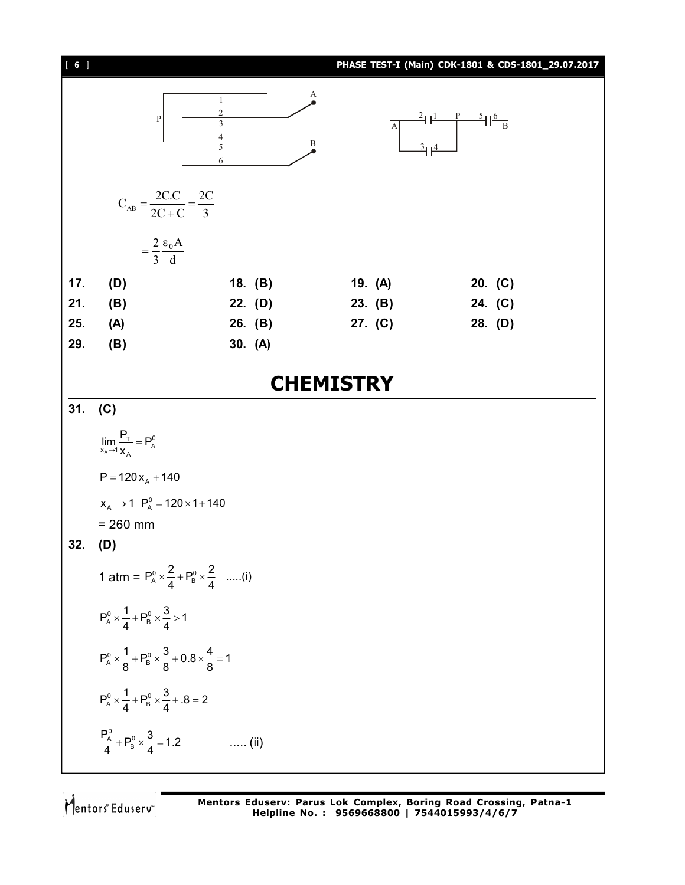$$C_{AB} = \frac{2C.C}{2C + C} = \frac{2C}{3}$$

$$= \frac{2}{3}\frac{\varepsilon_0 A}{d}$$

| | | | | | | | |
|---|---|---|---|---|---|---|---|
| **17.** | **(D)** | **18.** | **(B)** | **19.** | **(A)** | **20.** | **(C)** |
| **21.** | **(B)** | **22.** | **(D)** | **23.** | **(B)** | **24.** | **(C)** |
| **25.** | **(A)** | **26.** | **(B)** | **27.** | **(C)** | **28.** | **(D)** |
| **29.** | **(B)** | **30.** | **(A)** | | | | |

# CHEMISTRY

**31. (C)**

$$\lim_{x_A \to 1} \frac{P_T}{x_A} = P_A^0$$

$$P = 120 x_A + 140$$

$$x_A \to 1 \;\; P_A^0 = 120 \times 1 + 140$$

= 260 mm

**32. (D)**

1 atm = $P_A^0 \times \frac{2}{4} + P_B^0 \times \frac{2}{4}$ .....(i)

$$P_A^0 \times \frac{1}{4} + P_B^0 \times \frac{3}{4} > 1$$

$$P_A^0 \times \frac{1}{8} + P_B^0 \times \frac{3}{8} + 0.8 \times \frac{4}{8} = 1$$

$$P_A^0 \times \frac{1}{4} + P_B^0 \times \frac{3}{4} + .8 = 2$$

$\frac{P_A^0}{4} + P_B^0 \times \frac{3}{4} = 1.2$ ..... (ii)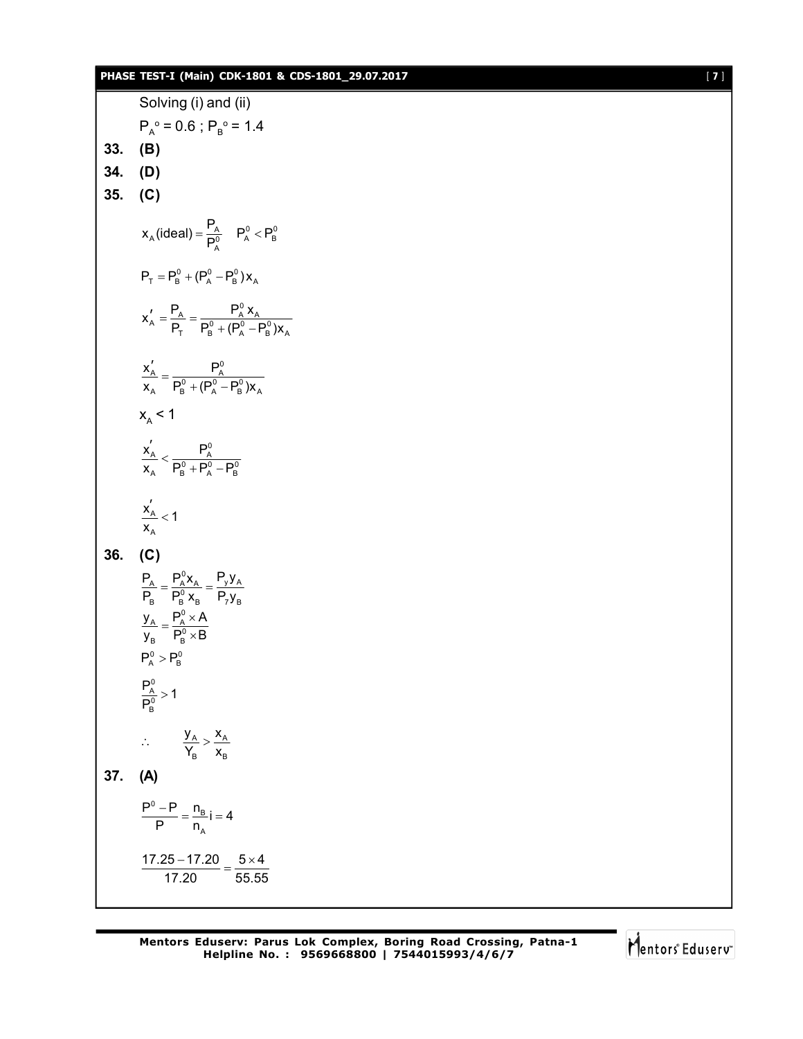Solving (i) and (ii)

$P_A^o = 0.6$ ; $P_B^o = 1.4$

**33. (B)**

**34. (D)**

**35. (C)**

$$x_A(\text{ideal}) = \frac{P_A}{P_A^0} \quad P_A^0 < P_B^0$$

$$P_T = P_B^0 + (P_A^0 - P_B^0)x_A$$

$$x_A' = \frac{P_A}{P_T} = \frac{P_A^0 x_A}{P_B^0 + (P_A^0 - P_B^0)x_A}$$

$$\frac{x_A'}{x_A} = \frac{P_A^0}{P_B^0 + (P_A^0 - P_B^0)x_A}$$

$x_A < 1$

$$\frac{x_A'}{x_A} < \frac{P_A^0}{P_B^0 + P_A^0 - P_B^0}$$

$$\frac{x_A'}{x_A} < 1$$

**36. (C)**

$$\frac{P_A}{P_B} = \frac{P_A^0 x_A}{P_B^0 x_B} = \frac{P_y y_A}{P_7 y_B}$$

$$\frac{y_A}{y_B} = \frac{P_A^0 \times A}{P_B^0 \times B}$$

$$P_A^0 > P_B^0$$

$$\frac{P_A^0}{P_B^0} > 1$$

$$\therefore \quad \frac{y_A}{Y_B} > \frac{x_A}{x_B}$$

**37. (A)**

$$\frac{P^0 - P}{P} = \frac{n_B}{n_A} i = 4$$

$$\frac{17.25 - 17.20}{17.20} = \frac{5 \times 4}{55.55}$$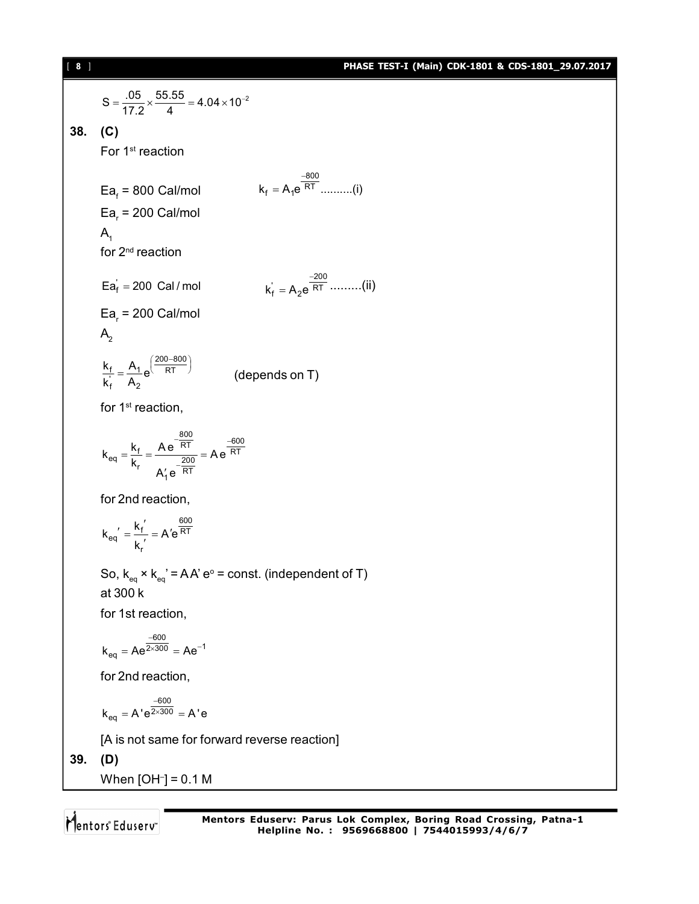$$S = \frac{.05}{17.2} \times \frac{55.55}{4} = 4.04 \times 10^{-2}$$

**38. (C)**

For 1st reaction

$Ea_f$ = 800 Cal/mol  $k_f = A_1 e^{\frac{-800}{RT}}$ ..........(i)

$Ea_r$ = 200 Cal/mol

$A_1$

for 2nd reaction

$Ea_f' = 200$ Cal / mol  $k_f' = A_2 e^{\frac{-200}{RT}}$ .........(ii)

$Ea_r$ = 200 Cal/mol

$A_2$

$$\frac{k_f}{k_f'} = \frac{A_1}{A_2} e^{\left(\frac{200-800}{RT}\right)}$$ (depends on T)

for 1st reaction,

$$k_{eq} = \frac{k_f}{k_r} = \frac{A e^{-\frac{800}{RT}}}{A_1' e^{-\frac{200}{RT}}} = A e^{\frac{-600}{RT}}$$

for 2nd reaction,

$$k_{eq}' = \frac{k_f'}{k_r'} = A' e^{\frac{600}{RT}}$$

So, $k_{eq} \times k_{eq}' = AA' e^o$ = const. (independent of T)

at 300 k

for 1st reaction,

$$k_{eq} = A e^{\frac{-600}{2 \times 300}} = A e^{-1}$$

for 2nd reaction,

$$k_{eq} = A' e^{\frac{-600}{2 \times 300}} = A' e$$

[A is not same for forward reverse reaction]

**39. (D)**

When $[OH^-]$ = 0.1 M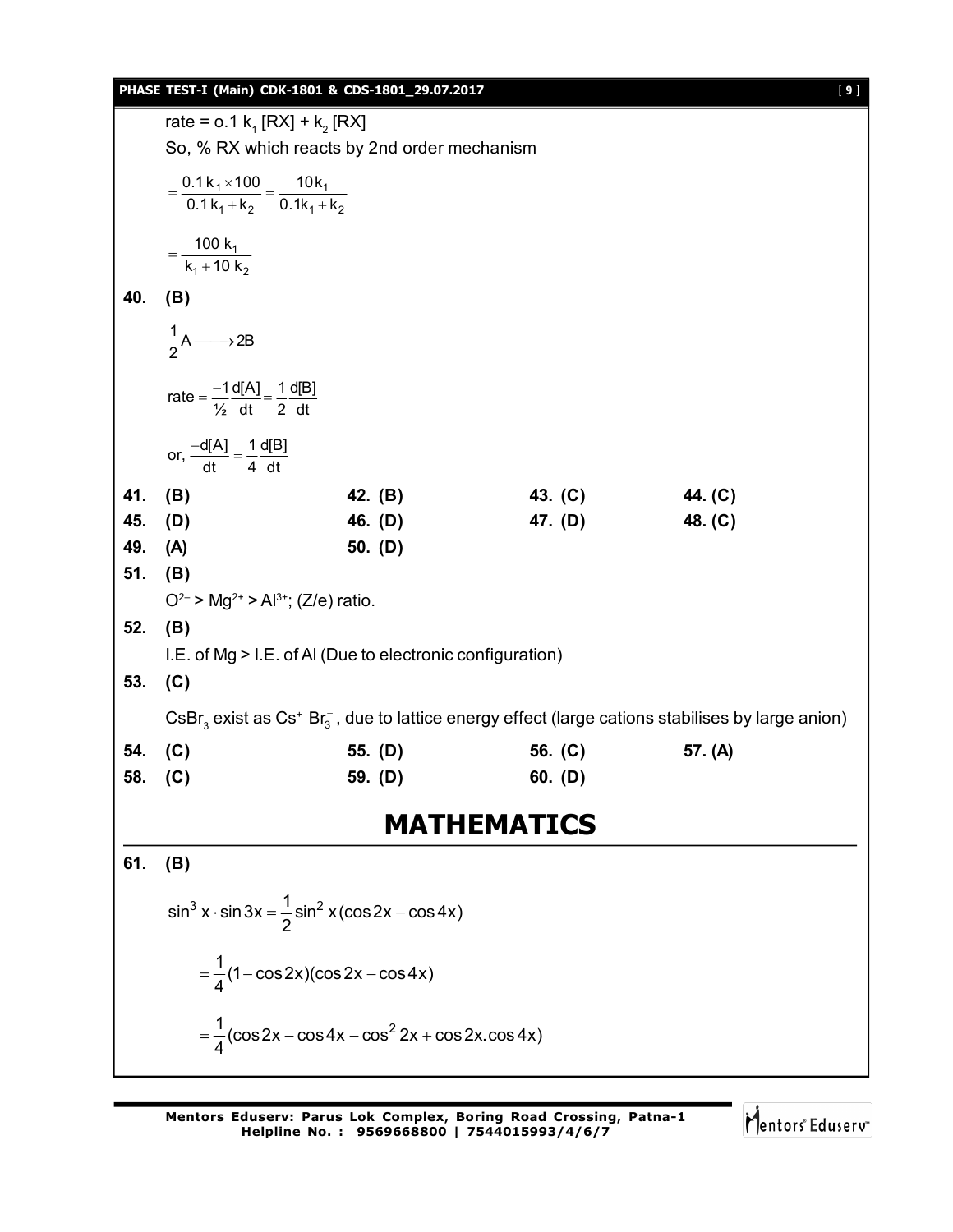rate = o.1 $k_1$ [RX] + $k_2$ [RX]

So, % RX which reacts by 2nd order mechanism

$$= \frac{0.1\,k_1 \times 100}{0.1\,k_1 + k_2} = \frac{10k_1}{0.1k_1 + k_2}$$

$$= \frac{100\,k_1}{k_1 + 10\,k_2}$$

**40. (B)**

$$\frac{1}{2}A \longrightarrow 2B$$

$$\text{rate} = \frac{-1}{½}\frac{d[A]}{dt} = \frac{1}{2}\frac{d[B]}{dt}$$

$$\text{or, } \frac{-d[A]}{dt} = \frac{1}{4}\frac{d[B]}{dt}$$

| | | | |
|---|---|---|---|
| **41. (B)** | **42. (B)** | **43. (C)** | **44. (C)** |
| **45. (D)** | **46. (D)** | **47. (D)** | **48. (C)** |
| **49. (A)** | **50. (D)** | | |

**51. (B)**

$O^{2-} > Mg^{2+} > Al^{3+}$; (Z/e) ratio.

**52. (B)**

I.E. of Mg > I.E. of Al (Due to electronic configuration)

**53. (C)**

$CsBr_3$ exist as $Cs^+\ Br_3^-$, due to lattice energy effect (large cations stabilises by large anion)

| | | | |
|---|---|---|---|
| **54. (C)** | **55. (D)** | **56. (C)** | **57. (A)** |
| **58. (C)** | **59. (D)** | **60. (D)** | |

# MATHEMATICS

**61. (B)**

$$\sin^3 x \cdot \sin 3x = \frac{1}{2}\sin^2 x(\cos 2x - \cos 4x)$$

$$= \frac{1}{4}(1 - \cos 2x)(\cos 2x - \cos 4x)$$

$$= \frac{1}{4}(\cos 2x - \cos 4x - \cos^2 2x + \cos 2x.\cos 4x)$$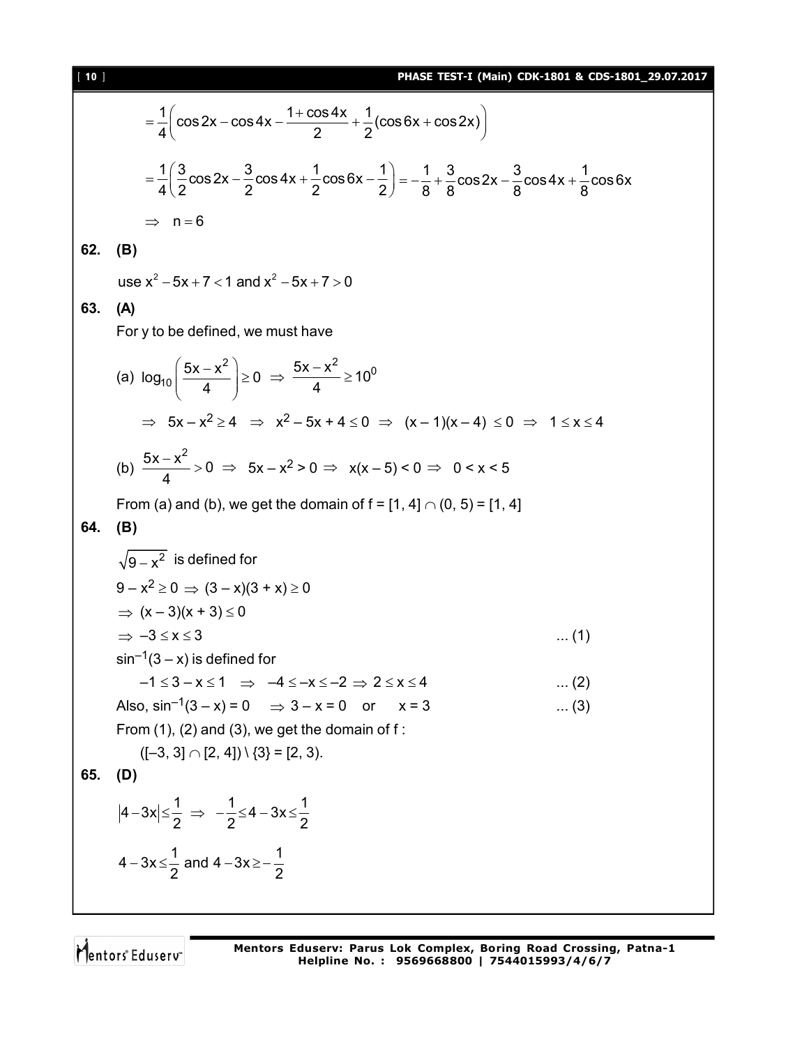$$= \frac{1}{4}\left(\cos 2x - \cos 4x - \frac{1+\cos 4x}{2} + \frac{1}{2}(\cos 6x + \cos 2x)\right)$$

$$= \frac{1}{4}\left(\frac{3}{2}\cos 2x - \frac{3}{2}\cos 4x + \frac{1}{2}\cos 6x - \frac{1}{2}\right) = -\frac{1}{8} + \frac{3}{8}\cos 2x - \frac{3}{8}\cos 4x + \frac{1}{8}\cos 6x$$

$\Rightarrow \quad n = 6$

**62. (B)**

use $x^2 - 5x + 7 < 1$ and $x^2 - 5x + 7 > 0$

**63. (A)**

For y to be defined, we must have

(a) $\log_{10}\left(\frac{5x - x^2}{4}\right) \ge 0 \;\Rightarrow\; \frac{5x - x^2}{4} \ge 10^0$

$\Rightarrow\; 5x - x^2 \ge 4 \;\Rightarrow\; x^2 - 5x + 4 \le 0 \;\Rightarrow\; (x-1)(x-4) \le 0 \;\Rightarrow\; 1 \le x \le 4$

(b) $\frac{5x - x^2}{4} > 0 \;\Rightarrow\; 5x - x^2 > 0 \Rightarrow\; x(x-5) < 0 \Rightarrow\; 0 < x < 5$

From (a) and (b), we get the domain of f = $[1, 4] \cap (0, 5) = [1, 4]$

**64. (B)**

$\sqrt{9 - x^2}$ is defined for

$9 - x^2 \ge 0 \Rightarrow (3 - x)(3 + x) \ge 0$

$\Rightarrow (x - 3)(x + 3) \le 0$

$\Rightarrow -3 \le x \le 3$ ... (1)

$\sin^{-1}(3 - x)$ is defined for

$-1 \le 3 - x \le 1 \;\Rightarrow\; -4 \le -x \le -2 \Rightarrow 2 \le x \le 4$ ... (2)

Also, $\sin^{-1}(3 - x) = 0 \;\Rightarrow 3 - x = 0$ or $x = 3$ ... (3)

From (1), (2) and (3), we get the domain of f :

$([-3, 3] \cap [2, 4]) \setminus \{3\} = [2, 3)$.

**65. (D)**

$|4 - 3x| \le \frac{1}{2} \;\Rightarrow\; -\frac{1}{2} \le 4 - 3x \le \frac{1}{2}$

$4 - 3x \le \frac{1}{2}$ and $4 - 3x \ge -\frac{1}{2}$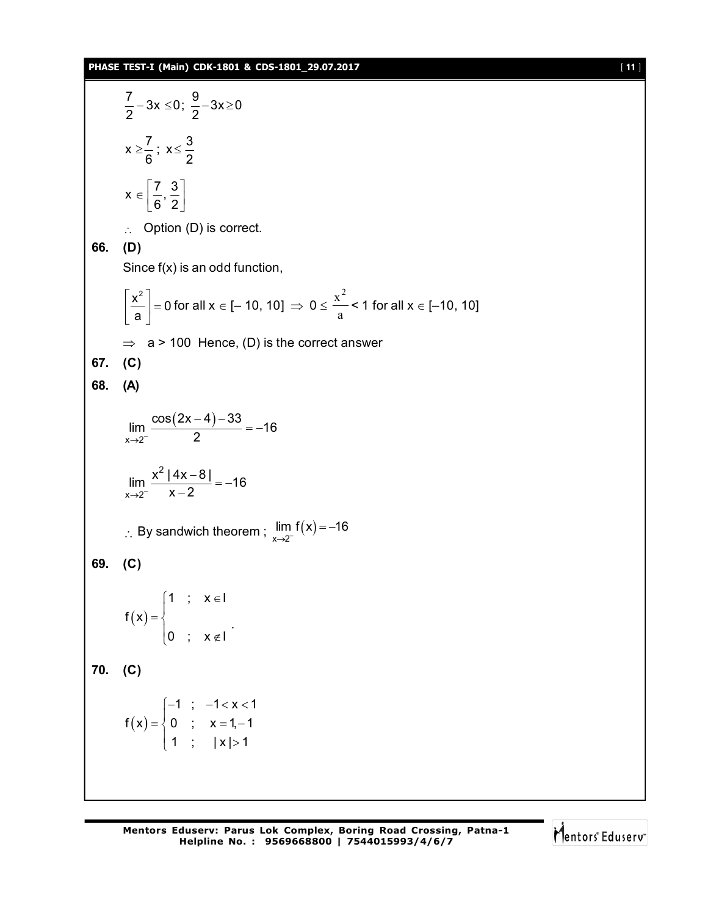$$\frac{7}{2} - 3x \leq 0;\ \frac{9}{2} - 3x \geq 0$$

$$x \geq \frac{7}{6};\ x \leq \frac{3}{2}$$

$$x \in \left[\frac{7}{6}, \frac{3}{2}\right]$$

$\therefore$ Option (D) is correct.

**66. (D)**

Since f(x) is an odd function,

$\left[\frac{x^2}{a}\right] = 0$ for all $x \in [-10, 10] \Rightarrow 0 \leq \frac{x^2}{a} < 1$ for all $x \in [-10, 10]$

$\Rightarrow$ a > 100 Hence, (D) is the correct answer

**67. (C)**

**68. (A)**

$$\lim_{x \to 2^-} \frac{\cos(2x-4) - 33}{2} = -16$$

$$\lim_{x \to 2^-} \frac{x^2 |4x-8|}{x-2} = -16$$

$\therefore$ By sandwich theorem ; $\lim_{x \to 2^-} f(x) = -16$

**69. (C)**

$$f(x) = \begin{cases} 1 & ; \quad x \in I \\ 0 & ; \quad x \notin I \end{cases}.$$

**70. (C)**

$$f(x) = \begin{cases} -1 & ; \quad -1 < x < 1 \\ 0 & ; \quad x = 1, -1 \\ 1 & ; \quad |x| > 1 \end{cases}$$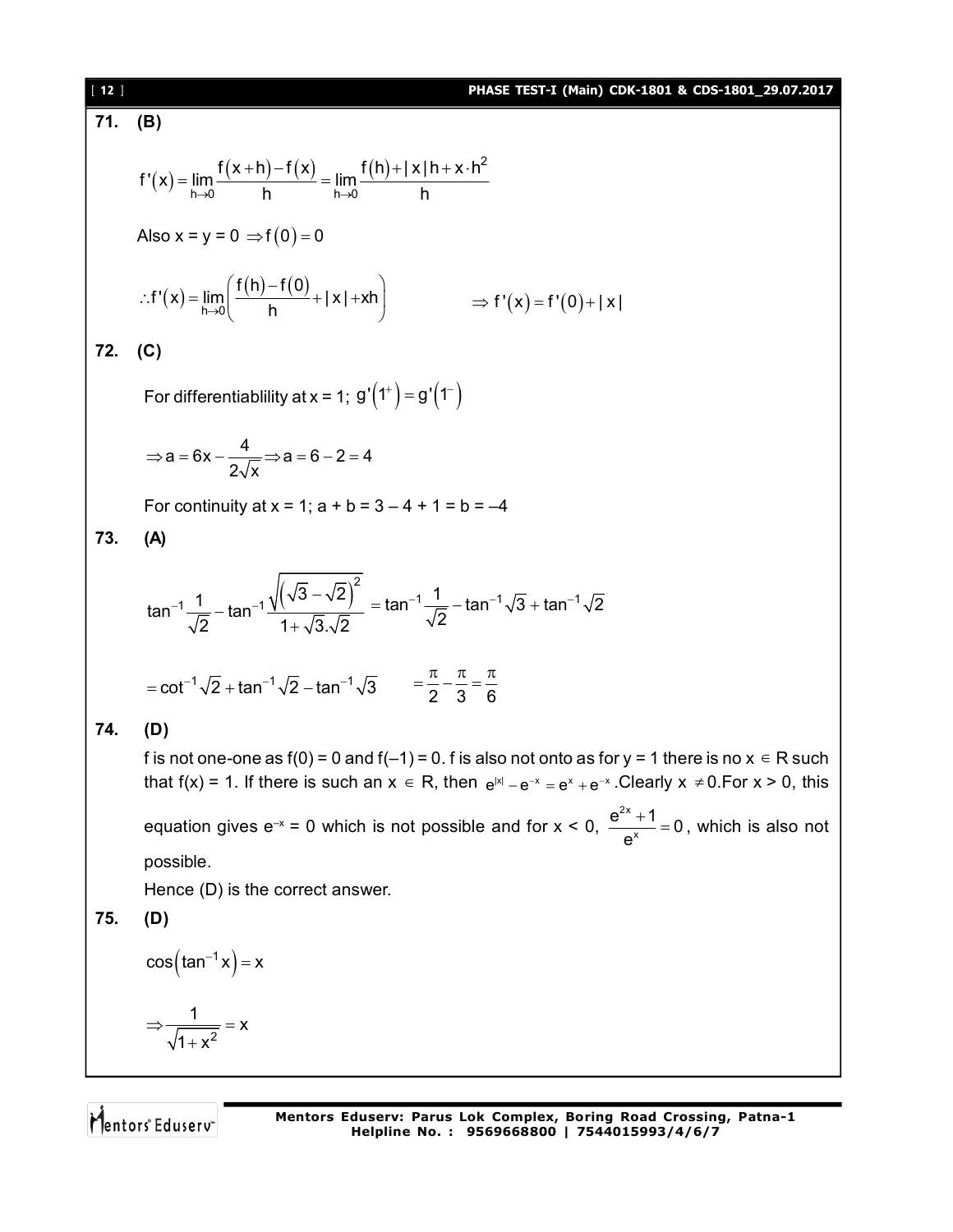**71. (B)**

$$f'(x) = \lim_{h \to 0} \frac{f(x+h) - f(x)}{h} = \lim_{h \to 0} \frac{f(h) + |x|h + x \cdot h^2}{h}$$

Also x = y = 0 $\Rightarrow f(0) = 0$

$$\therefore f'(x) = \lim_{h \to 0} \left( \frac{f(h) - f(0)}{h} + |x| + xh \right) \qquad \Rightarrow f'(x) = f'(0) + |x|$$

**72. (C)**

For differentiablility at x = 1; $g'(1^+) = g'(1^-)$

$$\Rightarrow a = 6x - \frac{4}{2\sqrt{x}} \Rightarrow a = 6 - 2 = 4$$

For continuity at x = 1; a + b = 3 – 4 + 1 = b = –4

**73. (A)**

$$\tan^{-1}\frac{1}{\sqrt{2}} - \tan^{-1}\frac{\sqrt{\left(\sqrt{3} - \sqrt{2}\right)^2}}{1 + \sqrt{3}.\sqrt{2}} = \tan^{-1}\frac{1}{\sqrt{2}} - \tan^{-1}\sqrt{3} + \tan^{-1}\sqrt{2}$$

$$= \cot^{-1}\sqrt{2} + \tan^{-1}\sqrt{2} - \tan^{-1}\sqrt{3} \qquad = \frac{\pi}{2} - \frac{\pi}{3} = \frac{\pi}{6}$$

**74. (D)**

f is not one-one as f(0) = 0 and f(–1) = 0. f is also not onto as for y = 1 there is no $x \in R$ such that f(x) = 1. If there is such an $x \in R$, then $e^{|x|} - e^{-x} = e^x + e^{-x}$. Clearly $x \neq 0$. For x > 0, this equation gives $e^{-x} = 0$ which is not possible and for x < 0, $\frac{e^{2x} + 1}{e^x} = 0$, which is also not possible.

Hence (D) is the correct answer.

**75. (D)**

$$\cos\left(\tan^{-1} x\right) = x$$

$$\Rightarrow \frac{1}{\sqrt{1 + x^2}} = x$$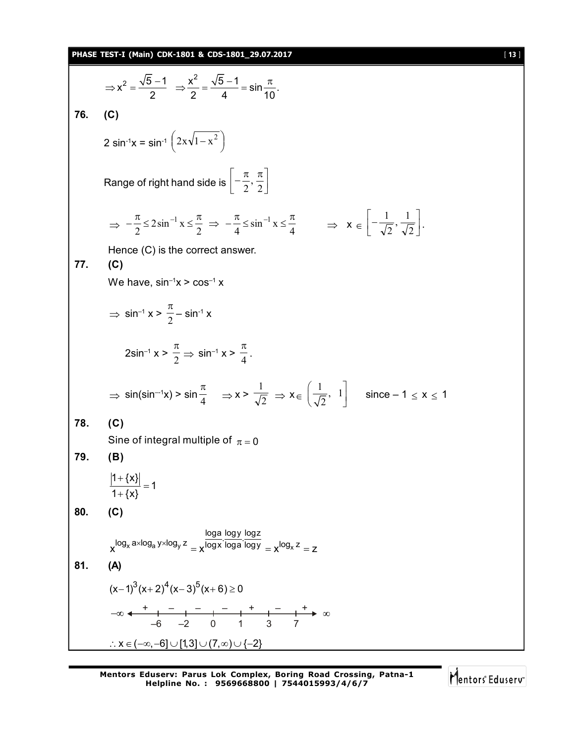$$\Rightarrow x^2 = \frac{\sqrt{5}-1}{2} \quad \Rightarrow \frac{x^2}{2} = \frac{\sqrt{5}-1}{4} = \sin\frac{\pi}{10}.$$

**76. (C)**

$2 \sin^{-1}x = \sin^{-1}\left(2x\sqrt{1-x^2}\right)$

Range of right hand side is $\left[-\frac{\pi}{2}, \frac{\pi}{2}\right]$

$$\Rightarrow -\frac{\pi}{2} \le 2\sin^{-1}x \le \frac{\pi}{2} \Rightarrow -\frac{\pi}{4} \le \sin^{-1}x \le \frac{\pi}{4} \qquad \Rightarrow x \in \left[-\frac{1}{\sqrt{2}}, \frac{1}{\sqrt{2}}\right].$$

Hence (C) is the correct answer.

**77. (C)**

We have, $\sin^{-1}x > \cos^{-1}x$

$$\Rightarrow \sin^{-1}x > \frac{\pi}{2} - \sin^{-1}x$$

$$2\sin^{-1}x > \frac{\pi}{2} \Rightarrow \sin^{-1}x > \frac{\pi}{4}.$$

$$\Rightarrow \sin(\sin^{-1}x) > \sin\frac{\pi}{4} \quad \Rightarrow x > \frac{1}{\sqrt{2}} \Rightarrow x \in \left(\frac{1}{\sqrt{2}}, 1\right] \quad \text{since } -1 \le x \le 1$$

**78. (C)**

Sine of integral multiple of $\pi = 0$

**79. (B)**

$$\frac{|1+\{x\}|}{1+\{x\}} = 1$$

**80. (C)**

$$x^{\log_x a \times \log_a y \times \log_y z} = x^{\frac{\log a}{\log x}\cdot\frac{\log y}{\log a}\cdot\frac{\log z}{\log y}} = x^{\log_x z} = z$$

**81. (A)**

$$(x-1)^3(x+2)^4(x-3)^5(x+6) \ge 0$$

Sign scheme on the number line ($-\infty$ to $\infty$) with points $-6, -2, 0, 1, 3, 7$: $+ \; - \; - \; - \; + \; - \; +$

$$\therefore x \in (-\infty, -6] \cup [1, 3] \cup (7, \infty) \cup \{-2\}$$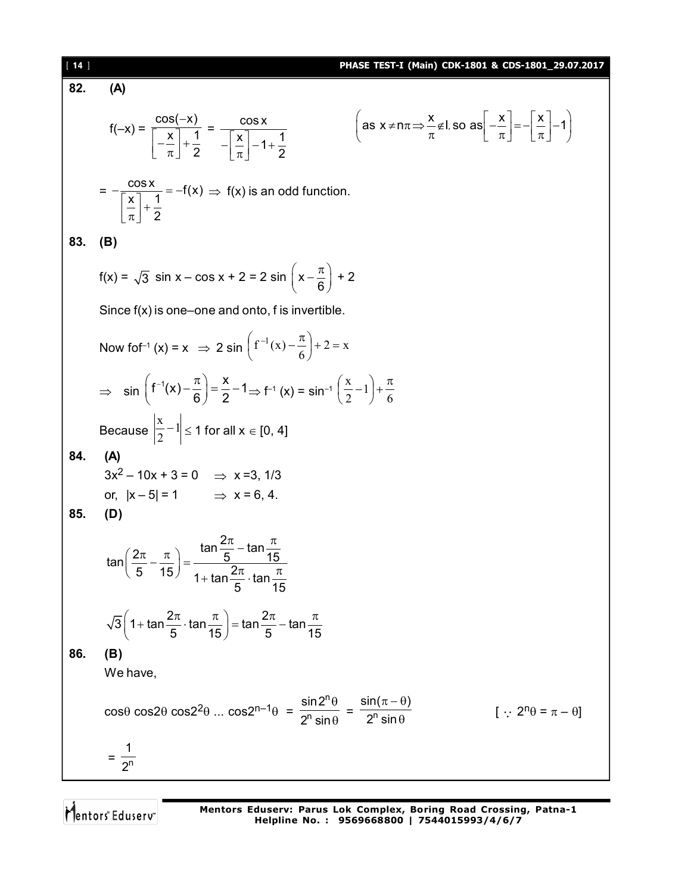**82.** **(A)**

$$f(-x) = \frac{\cos(-x)}{\left[-\frac{x}{\pi}\right]+\frac{1}{2}} = \frac{\cos x}{-\left[\frac{x}{\pi}\right]-1+\frac{1}{2}} \qquad \left(\text{as } x \neq n\pi \Rightarrow \frac{x}{\pi} \notin I, \text{ so as} \left[-\frac{x}{\pi}\right] = -\left[\frac{x}{\pi}\right]-1\right)$$

$$= -\frac{\cos x}{\left[\frac{x}{\pi}\right]+\frac{1}{2}} = -f(x) \Rightarrow f(x) \text{ is an odd function.}$$

**83.** **(B)**

$f(x) = \sqrt{3}\sin x - \cos x + 2 = 2\sin\left(x - \frac{\pi}{6}\right) + 2$

Since f(x) is one–one and onto, f is invertible.

Now $fof^{-1}(x) = x \Rightarrow 2\sin\left(f^{-1}(x) - \frac{\pi}{6}\right) + 2 = x$

$\Rightarrow \sin\left(f^{-1}(x) - \frac{\pi}{6}\right) = \frac{x}{2} - 1 \Rightarrow f^{-1}(x) = \sin^{-1}\left(\frac{x}{2} - 1\right) + \frac{\pi}{6}$

Because $\left|\frac{x}{2} - 1\right| \leq 1$ for all $x \in [0, 4]$

**84.** **(A)**

$3x^2 - 10x + 3 = 0 \quad \Rightarrow x = 3, 1/3$

or, $|x - 5| = 1 \quad \Rightarrow x = 6, 4.$

**85.** **(D)**

$$\tan\left(\frac{2\pi}{5} - \frac{\pi}{15}\right) = \frac{\tan\frac{2\pi}{5} - \tan\frac{\pi}{15}}{1 + \tan\frac{2\pi}{5}\cdot\tan\frac{\pi}{15}}$$

$$\sqrt{3}\left(1 + \tan\frac{2\pi}{5}\cdot\tan\frac{\pi}{15}\right) = \tan\frac{2\pi}{5} - \tan\frac{\pi}{15}$$

**86.** **(B)**

We have,

$$\cos\theta\cos2\theta\cos2^2\theta \ldots \cos2^{n-1}\theta = \frac{\sin 2^n\theta}{2^n\sin\theta} = \frac{\sin(\pi - \theta)}{2^n\sin\theta} \qquad [\because 2^n\theta = \pi - \theta]$$

$$= \frac{1}{2^n}$$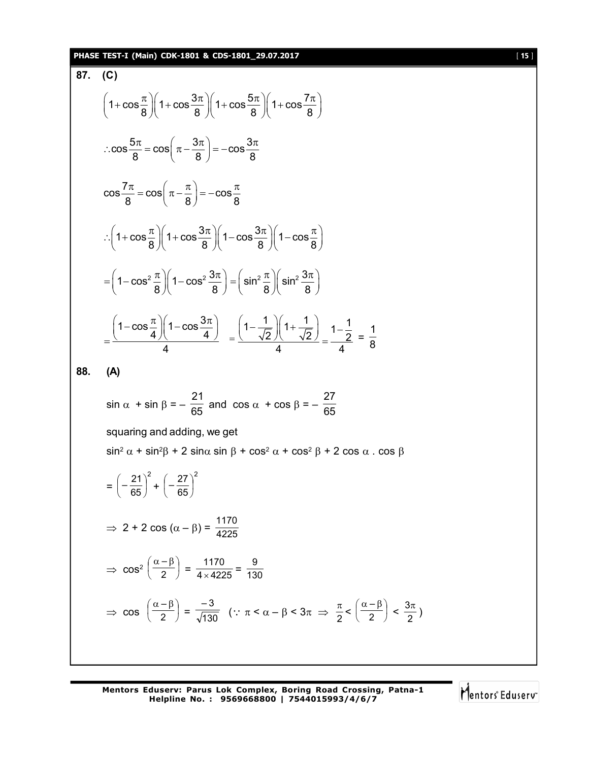**87. (C)**

$$\left(1+\cos\frac{\pi}{8}\right)\left(1+\cos\frac{3\pi}{8}\right)\left(1+\cos\frac{5\pi}{8}\right)\left(1+\cos\frac{7\pi}{8}\right)$$

$$\therefore \cos\frac{5\pi}{8} = \cos\left(\pi - \frac{3\pi}{8}\right) = -\cos\frac{3\pi}{8}$$

$$\cos\frac{7\pi}{8} = \cos\left(\pi - \frac{\pi}{8}\right) = -\cos\frac{\pi}{8}$$

$$\therefore \left(1+\cos\frac{\pi}{8}\right)\left(1+\cos\frac{3\pi}{8}\right)\left(1-\cos\frac{3\pi}{8}\right)\left(1-\cos\frac{\pi}{8}\right)$$

$$= \left(1-\cos^2\frac{\pi}{8}\right)\left(1-\cos^2\frac{3\pi}{8}\right) = \left(\sin^2\frac{\pi}{8}\right)\left(\sin^2\frac{3\pi}{8}\right)$$

$$= \frac{\left(1-\cos\frac{\pi}{4}\right)\left(1-\cos\frac{3\pi}{4}\right)}{4} = \frac{\left(1-\frac{1}{\sqrt{2}}\right)\left(1+\frac{1}{\sqrt{2}}\right)}{4} = \frac{1-\frac{1}{2}}{4} = \frac{1}{8}$$

**88. (A)**

$\sin\alpha + \sin\beta = -\frac{21}{65}$ and $\cos\alpha + \cos\beta = -\frac{27}{65}$

squaring and adding, we get

$\sin^2\alpha + \sin^2\beta + 2\sin\alpha\sin\beta + \cos^2\alpha + \cos^2\beta + 2\cos\alpha \,.\, \cos\beta$

$$= \left(-\frac{21}{65}\right)^2 + \left(-\frac{27}{65}\right)^2$$

$$\Rightarrow 2 + 2\cos(\alpha - \beta) = \frac{1170}{4225}$$

$$\Rightarrow \cos^2\left(\frac{\alpha-\beta}{2}\right) = \frac{1170}{4\times 4225} = \frac{9}{130}$$

$$\Rightarrow \cos\left(\frac{\alpha-\beta}{2}\right) = \frac{-3}{\sqrt{130}} \quad \left(\because \pi < \alpha - \beta < 3\pi \Rightarrow \frac{\pi}{2} < \left(\frac{\alpha-\beta}{2}\right) < \frac{3\pi}{2}\right)$$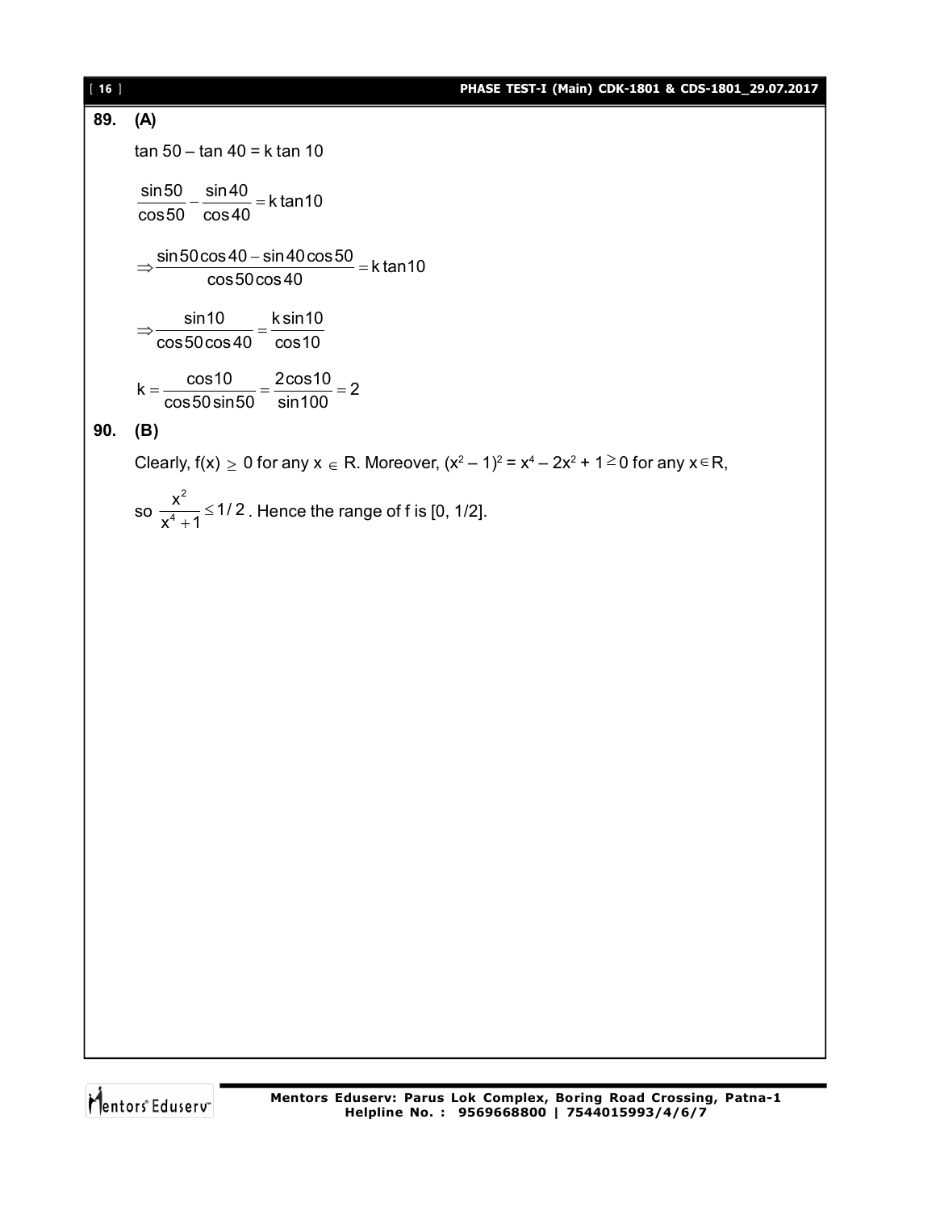**89. (A)**

$\tan 50 - \tan 40 = k \tan 10$

$$\frac{\sin 50}{\cos 50} - \frac{\sin 40}{\cos 40} = k \tan 10$$

$$\Rightarrow \frac{\sin 50 \cos 40 - \sin 40 \cos 50}{\cos 50 \cos 40} = k \tan 10$$

$$\Rightarrow \frac{\sin 10}{\cos 50 \cos 40} = \frac{k \sin 10}{\cos 10}$$

$$k = \frac{\cos 10}{\cos 50 \sin 50} = \frac{2 \cos 10}{\sin 100} = 2$$

**90. (B)**

Clearly, $f(x) \geq 0$ for any $x \in R$. Moreover, $(x^2 - 1)^2 = x^4 - 2x^2 + 1 \geq 0$ for any $x \in R$,

so $\frac{x^2}{x^4 + 1} \leq 1/2$. Hence the range of f is $[0, 1/2]$.